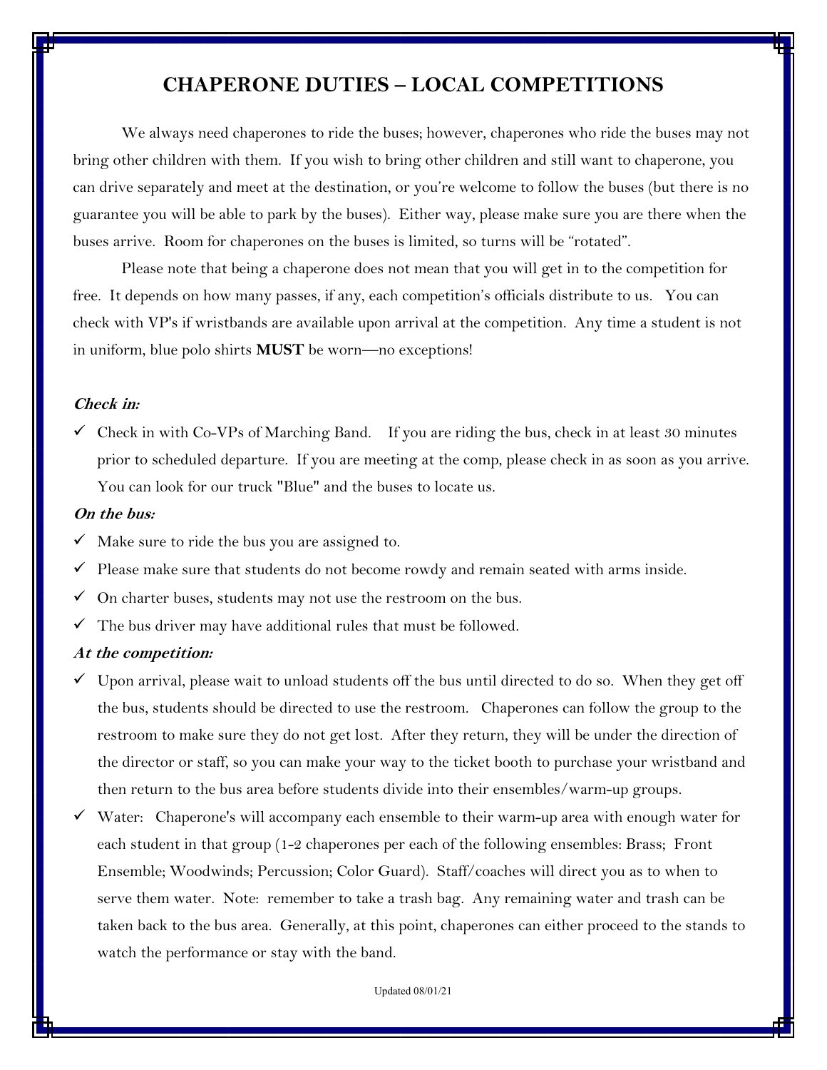# CHAPERONE DUTIES – LOCAL COMPETITIONS

We always need chaperones to ride the buses; however, chaperones who ride the buses may not bring other children with them. If you wish to bring other children and still want to chaperone, you can drive separately and meet at the destination, or you're welcome to follow the buses (but there is no guarantee you will be able to park by the buses). Either way, please make sure you are there when the buses arrive. Room for chaperones on the buses is limited, so turns will be "rotated".

Please note that being a chaperone does not mean that you will get in to the competition for free. It depends on how many passes, if any, each competition's officials distribute to us. You can check with VP's if wristbands are available upon arrival at the competition. Any time a student is not in uniform, blue polo shirts **MUST** be worn—no exceptions!

***Check in:***

- ✓ Check in with Co-VPs of Marching Band. If you are riding the bus, check in at least 30 minutes prior to scheduled departure. If you are meeting at the comp, please check in as soon as you arrive. You can look for our truck "Blue" and the buses to locate us.

***On the bus:***

- ✓ Make sure to ride the bus you are assigned to.
- ✓ Please make sure that students do not become rowdy and remain seated with arms inside.
- ✓ On charter buses, students may not use the restroom on the bus.
- ✓ The bus driver may have additional rules that must be followed.

***At the competition:***

- ✓ Upon arrival, please wait to unload students off the bus until directed to do so. When they get off the bus, students should be directed to use the restroom. Chaperones can follow the group to the restroom to make sure they do not get lost. After they return, they will be under the direction of the director or staff, so you can make your way to the ticket booth to purchase your wristband and then return to the bus area before students divide into their ensembles/warm-up groups.
- ✓ Water: Chaperone's will accompany each ensemble to their warm-up area with enough water for each student in that group (1-2 chaperones per each of the following ensembles: Brass; Front Ensemble; Woodwinds; Percussion; Color Guard). Staff/coaches will direct you as to when to serve them water. Note: remember to take a trash bag. Any remaining water and trash can be taken back to the bus area. Generally, at this point, chaperones can either proceed to the stands to watch the performance or stay with the band.

Updated 08/01/21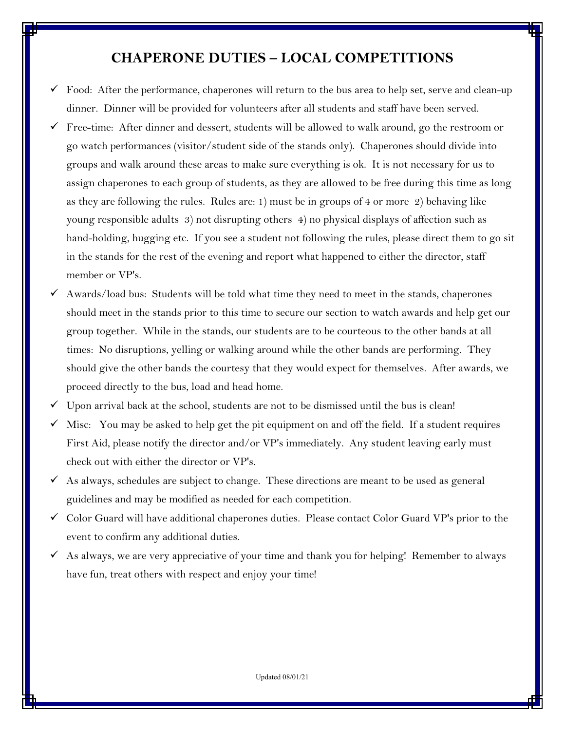# CHAPERONE DUTIES – LOCAL COMPETITIONS

- ✓ Food: After the performance, chaperones will return to the bus area to help set, serve and clean-up dinner. Dinner will be provided for volunteers after all students and staff have been served.
- ✓ Free-time: After dinner and dessert, students will be allowed to walk around, go the restroom or go watch performances (visitor/student side of the stands only). Chaperones should divide into groups and walk around these areas to make sure everything is ok. It is not necessary for us to assign chaperones to each group of students, as they are allowed to be free during this time as long as they are following the rules. Rules are: 1) must be in groups of 4 or more 2) behaving like young responsible adults 3) not disrupting others 4) no physical displays of affection such as hand-holding, hugging etc. If you see a student not following the rules, please direct them to go sit in the stands for the rest of the evening and report what happened to either the director, staff member or VP's.
- ✓ Awards/load bus: Students will be told what time they need to meet in the stands, chaperones should meet in the stands prior to this time to secure our section to watch awards and help get our group together. While in the stands, our students are to be courteous to the other bands at all times: No disruptions, yelling or walking around while the other bands are performing. They should give the other bands the courtesy that they would expect for themselves. After awards, we proceed directly to the bus, load and head home.
- ✓ Upon arrival back at the school, students are not to be dismissed until the bus is clean!
- ✓ Misc: You may be asked to help get the pit equipment on and off the field. If a student requires First Aid, please notify the director and/or VP's immediately. Any student leaving early must check out with either the director or VP's.
- ✓ As always, schedules are subject to change. These directions are meant to be used as general guidelines and may be modified as needed for each competition.
- ✓ Color Guard will have additional chaperones duties. Please contact Color Guard VP's prior to the event to confirm any additional duties.
- ✓ As always, we are very appreciative of your time and thank you for helping! Remember to always have fun, treat others with respect and enjoy your time!

Updated 08/01/21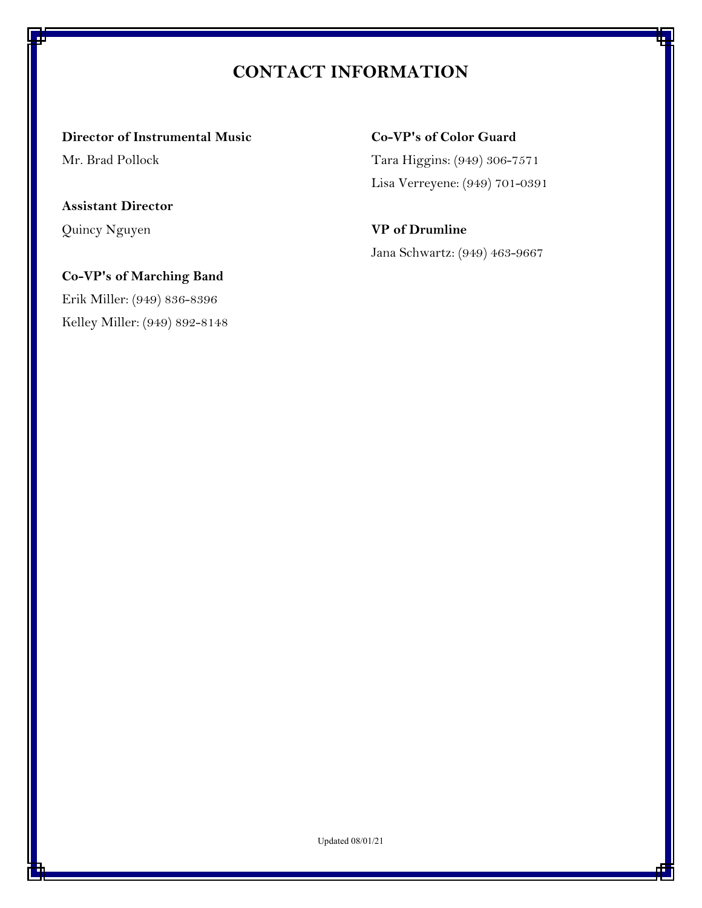# CONTACT INFORMATION

**Director of Instrumental Music**

Mr. Brad Pollock

**Assistant Director**

Quincy Nguyen

**Co-VP's of Marching Band**

Erik Miller: (949) 836-8396

Kelley Miller: (949) 892-8148

**Co-VP's of Color Guard**

Tara Higgins: (949) 306-7571

Lisa Verreyene: (949) 701-0391

**VP of Drumline**

Jana Schwartz: (949) 463-9667

Updated 08/01/21